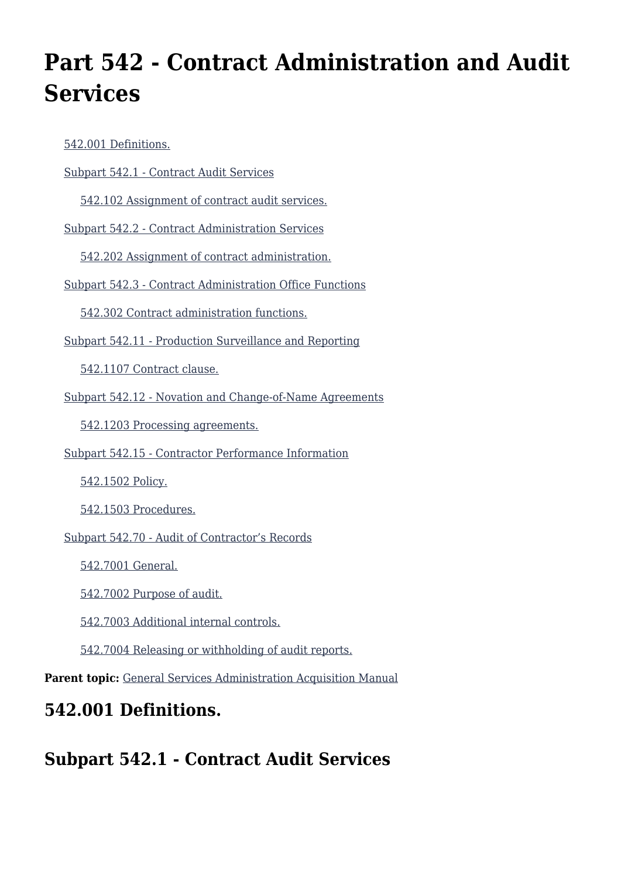# Part 542 - Contract Administration and Audit Services

- [542.001 Definitions.]()
- [Subpart 542.1 - Contract Audit Services]()
  - [542.102 Assignment of contract audit services.]()
- [Subpart 542.2 - Contract Administration Services]()
  - [542.202 Assignment of contract administration.]()
- [Subpart 542.3 - Contract Administration Office Functions]()
  - [542.302 Contract administration functions.]()
- [Subpart 542.11 - Production Surveillance and Reporting]()
  - [542.1107 Contract clause.]()
- [Subpart 542.12 - Novation and Change-of-Name Agreements]()
  - [542.1203 Processing agreements.]()
- [Subpart 542.15 - Contractor Performance Information]()
  - [542.1502 Policy.]()
  - [542.1503 Procedures.]()
- [Subpart 542.70 - Audit of Contractor's Records]()
  - [542.7001 General.]()
  - [542.7002 Purpose of audit.]()
  - [542.7003 Additional internal controls.]()
  - [542.7004 Releasing or withholding of audit reports.]()

**Parent topic:** [General Services Administration Acquisition Manual]()

## 542.001 Definitions.

## Subpart 542.1 - Contract Audit Services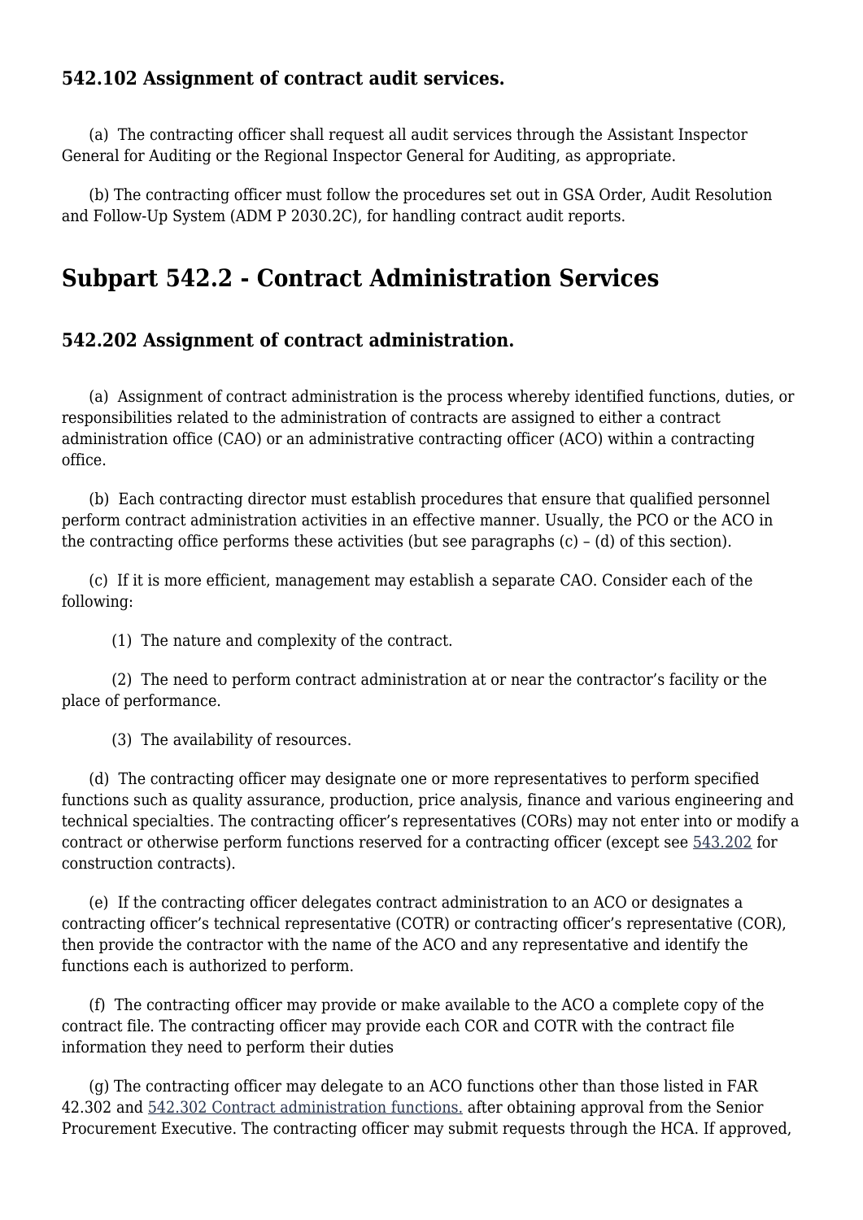### 542.102 Assignment of contract audit services.

(a) The contracting officer shall request all audit services through the Assistant Inspector General for Auditing or the Regional Inspector General for Auditing, as appropriate.

(b) The contracting officer must follow the procedures set out in GSA Order, Audit Resolution and Follow-Up System (ADM P 2030.2C), for handling contract audit reports.

## Subpart 542.2 - Contract Administration Services

### 542.202 Assignment of contract administration.

(a) Assignment of contract administration is the process whereby identified functions, duties, or responsibilities related to the administration of contracts are assigned to either a contract administration office (CAO) or an administrative contracting officer (ACO) within a contracting office.

(b) Each contracting director must establish procedures that ensure that qualified personnel perform contract administration activities in an effective manner. Usually, the PCO or the ACO in the contracting office performs these activities (but see paragraphs (c) – (d) of this section).

(c) If it is more efficient, management may establish a separate CAO. Consider each of the following:

(1) The nature and complexity of the contract.

(2) The need to perform contract administration at or near the contractor's facility or the place of performance.

(3) The availability of resources.

(d) The contracting officer may designate one or more representatives to perform specified functions such as quality assurance, production, price analysis, finance and various engineering and technical specialties. The contracting officer's representatives (CORs) may not enter into or modify a contract or otherwise perform functions reserved for a contracting officer (except see 543.202 for construction contracts).

(e) If the contracting officer delegates contract administration to an ACO or designates a contracting officer's technical representative (COTR) or contracting officer's representative (COR), then provide the contractor with the name of the ACO and any representative and identify the functions each is authorized to perform.

(f) The contracting officer may provide or make available to the ACO a complete copy of the contract file. The contracting officer may provide each COR and COTR with the contract file information they need to perform their duties

(g) The contracting officer may delegate to an ACO functions other than those listed in FAR 42.302 and 542.302 Contract administration functions. after obtaining approval from the Senior Procurement Executive. The contracting officer may submit requests through the HCA. If approved,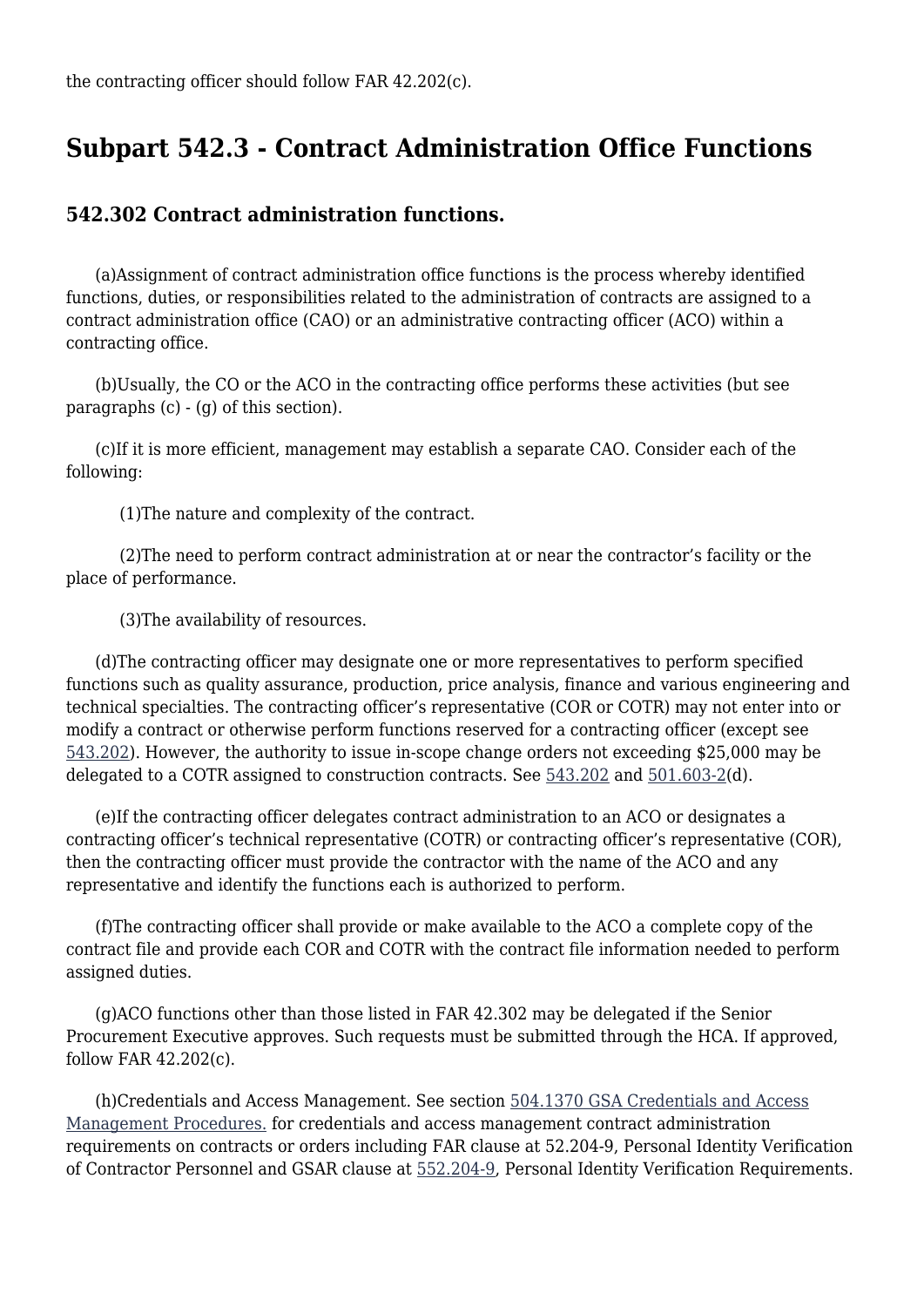the contracting officer should follow FAR 42.202(c).

## Subpart 542.3 - Contract Administration Office Functions

### 542.302 Contract administration functions.

(a)Assignment of contract administration office functions is the process whereby identified functions, duties, or responsibilities related to the administration of contracts are assigned to a contract administration office (CAO) or an administrative contracting officer (ACO) within a contracting office.

(b)Usually, the CO or the ACO in the contracting office performs these activities (but see paragraphs (c) - (g) of this section).

(c)If it is more efficient, management may establish a separate CAO. Consider each of the following:

(1)The nature and complexity of the contract.

(2)The need to perform contract administration at or near the contractor's facility or the place of performance.

(3)The availability of resources.

(d)The contracting officer may designate one or more representatives to perform specified functions such as quality assurance, production, price analysis, finance and various engineering and technical specialties. The contracting officer's representative (COR or COTR) may not enter into or modify a contract or otherwise perform functions reserved for a contracting officer (except see 543.202). However, the authority to issue in-scope change orders not exceeding $25,000 may be delegated to a COTR assigned to construction contracts. See 543.202 and 501.603-2(d).

(e)If the contracting officer delegates contract administration to an ACO or designates a contracting officer's technical representative (COTR) or contracting officer's representative (COR), then the contracting officer must provide the contractor with the name of the ACO and any representative and identify the functions each is authorized to perform.

(f)The contracting officer shall provide or make available to the ACO a complete copy of the contract file and provide each COR and COTR with the contract file information needed to perform assigned duties.

(g)ACO functions other than those listed in FAR 42.302 may be delegated if the Senior Procurement Executive approves. Such requests must be submitted through the HCA. If approved, follow FAR 42.202(c).

(h)Credentials and Access Management. See section 504.1370 GSA Credentials and Access Management Procedures. for credentials and access management contract administration requirements on contracts or orders including FAR clause at 52.204-9, Personal Identity Verification of Contractor Personnel and GSAR clause at 552.204-9, Personal Identity Verification Requirements.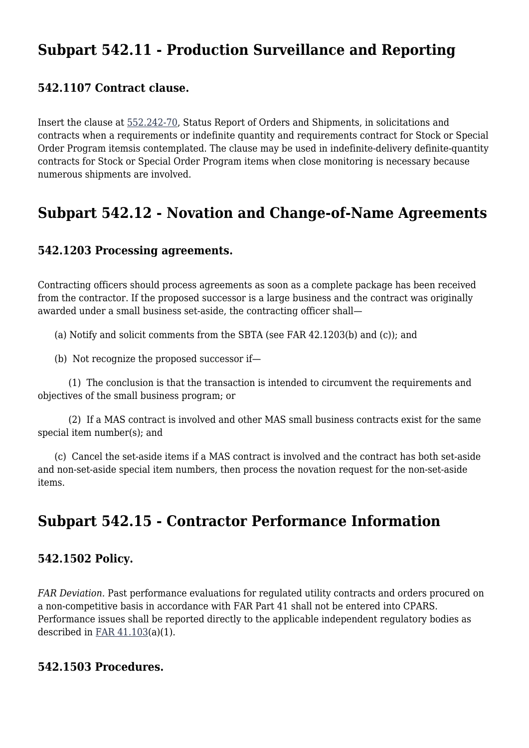## Subpart 542.11 - Production Surveillance and Reporting

### 542.1107 Contract clause.

Insert the clause at 552.242-70, Status Report of Orders and Shipments, in solicitations and contracts when a requirements or indefinite quantity and requirements contract for Stock or Special Order Program itemsis contemplated. The clause may be used in indefinite-delivery definite-quantity contracts for Stock or Special Order Program items when close monitoring is necessary because numerous shipments are involved.

## Subpart 542.12 - Novation and Change-of-Name Agreements

### 542.1203 Processing agreements.

Contracting officers should process agreements as soon as a complete package has been received from the contractor. If the proposed successor is a large business and the contract was originally awarded under a small business set-aside, the contracting officer shall—

(a) Notify and solicit comments from the SBTA (see FAR 42.1203(b) and (c)); and

(b) Not recognize the proposed successor if—

(1) The conclusion is that the transaction is intended to circumvent the requirements and objectives of the small business program; or

(2) If a MAS contract is involved and other MAS small business contracts exist for the same special item number(s); and

(c) Cancel the set-aside items if a MAS contract is involved and the contract has both set-aside and non-set-aside special item numbers, then process the novation request for the non-set-aside items.

## Subpart 542.15 - Contractor Performance Information

### 542.1502 Policy.

*FAR Deviation.* Past performance evaluations for regulated utility contracts and orders procured on a non-competitive basis in accordance with FAR Part 41 shall not be entered into CPARS. Performance issues shall be reported directly to the applicable independent regulatory bodies as described in FAR 41.103(a)(1).

### 542.1503 Procedures.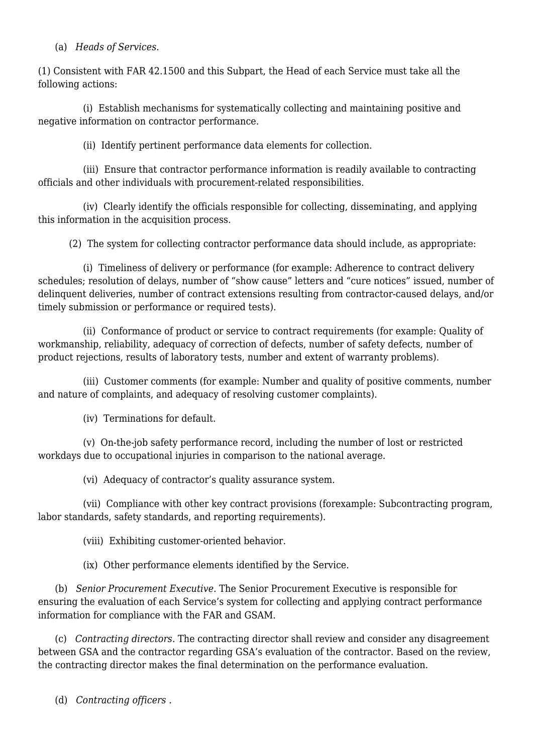(a) *Heads of Services*.

(1) Consistent with FAR 42.1500 and this Subpart, the Head of each Service must take all the following actions:

(i) Establish mechanisms for systematically collecting and maintaining positive and negative information on contractor performance.

(ii) Identify pertinent performance data elements for collection.

(iii) Ensure that contractor performance information is readily available to contracting officials and other individuals with procurement-related responsibilities.

(iv) Clearly identify the officials responsible for collecting, disseminating, and applying this information in the acquisition process.

(2) The system for collecting contractor performance data should include, as appropriate:

(i) Timeliness of delivery or performance (for example: Adherence to contract delivery schedules; resolution of delays, number of "show cause" letters and "cure notices" issued, number of delinquent deliveries, number of contract extensions resulting from contractor-caused delays, and/or timely submission or performance or required tests).

(ii) Conformance of product or service to contract requirements (for example: Quality of workmanship, reliability, adequacy of correction of defects, number of safety defects, number of product rejections, results of laboratory tests, number and extent of warranty problems).

(iii) Customer comments (for example: Number and quality of positive comments, number and nature of complaints, and adequacy of resolving customer complaints).

(iv) Terminations for default.

(v) On-the-job safety performance record, including the number of lost or restricted workdays due to occupational injuries in comparison to the national average.

(vi) Adequacy of contractor's quality assurance system.

(vii) Compliance with other key contract provisions (forexample: Subcontracting program, labor standards, safety standards, and reporting requirements).

(viii) Exhibiting customer-oriented behavior.

(ix) Other performance elements identified by the Service.

(b) *Senior Procurement Executive*. The Senior Procurement Executive is responsible for ensuring the evaluation of each Service's system for collecting and applying contract performance information for compliance with the FAR and GSAM.

(c) *Contracting directors*. The contracting director shall review and consider any disagreement between GSA and the contractor regarding GSA's evaluation of the contractor. Based on the review, the contracting director makes the final determination on the performance evaluation.

(d) *Contracting officers* .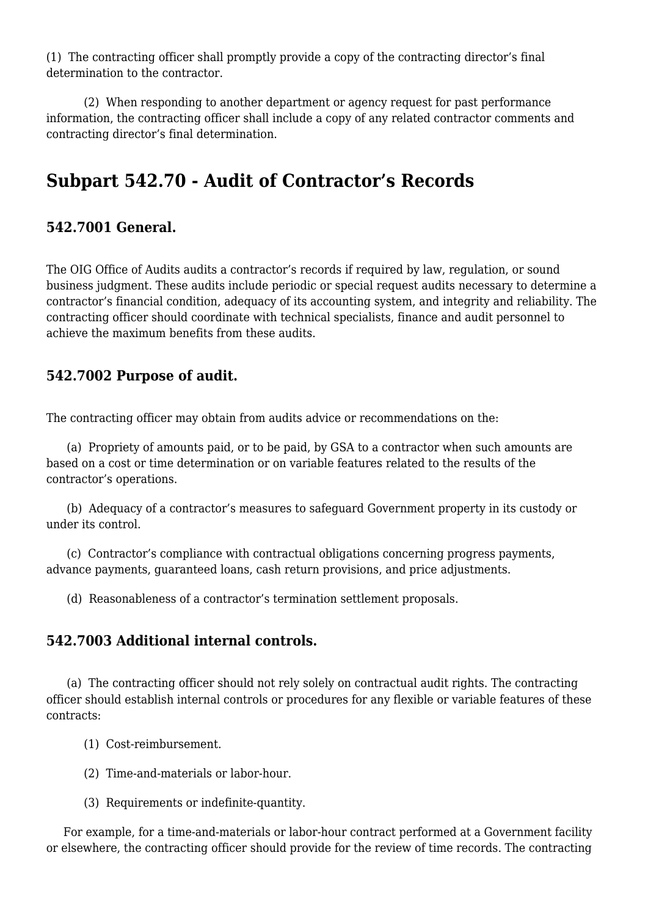(1) The contracting officer shall promptly provide a copy of the contracting director's final determination to the contractor.

(2) When responding to another department or agency request for past performance information, the contracting officer shall include a copy of any related contractor comments and contracting director's final determination.

## Subpart 542.70 - Audit of Contractor's Records

### 542.7001 General.

The OIG Office of Audits audits a contractor's records if required by law, regulation, or sound business judgment. These audits include periodic or special request audits necessary to determine a contractor's financial condition, adequacy of its accounting system, and integrity and reliability. The contracting officer should coordinate with technical specialists, finance and audit personnel to achieve the maximum benefits from these audits.

### 542.7002 Purpose of audit.

The contracting officer may obtain from audits advice or recommendations on the:

(a) Propriety of amounts paid, or to be paid, by GSA to a contractor when such amounts are based on a cost or time determination or on variable features related to the results of the contractor's operations.

(b) Adequacy of a contractor's measures to safeguard Government property in its custody or under its control.

(c) Contractor's compliance with contractual obligations concerning progress payments, advance payments, guaranteed loans, cash return provisions, and price adjustments.

(d) Reasonableness of a contractor's termination settlement proposals.

### 542.7003 Additional internal controls.

(a) The contracting officer should not rely solely on contractual audit rights. The contracting officer should establish internal controls or procedures for any flexible or variable features of these contracts:

(1) Cost-reimbursement.

(2) Time-and-materials or labor-hour.

(3) Requirements or indefinite-quantity.

For example, for a time-and-materials or labor-hour contract performed at a Government facility or elsewhere, the contracting officer should provide for the review of time records. The contracting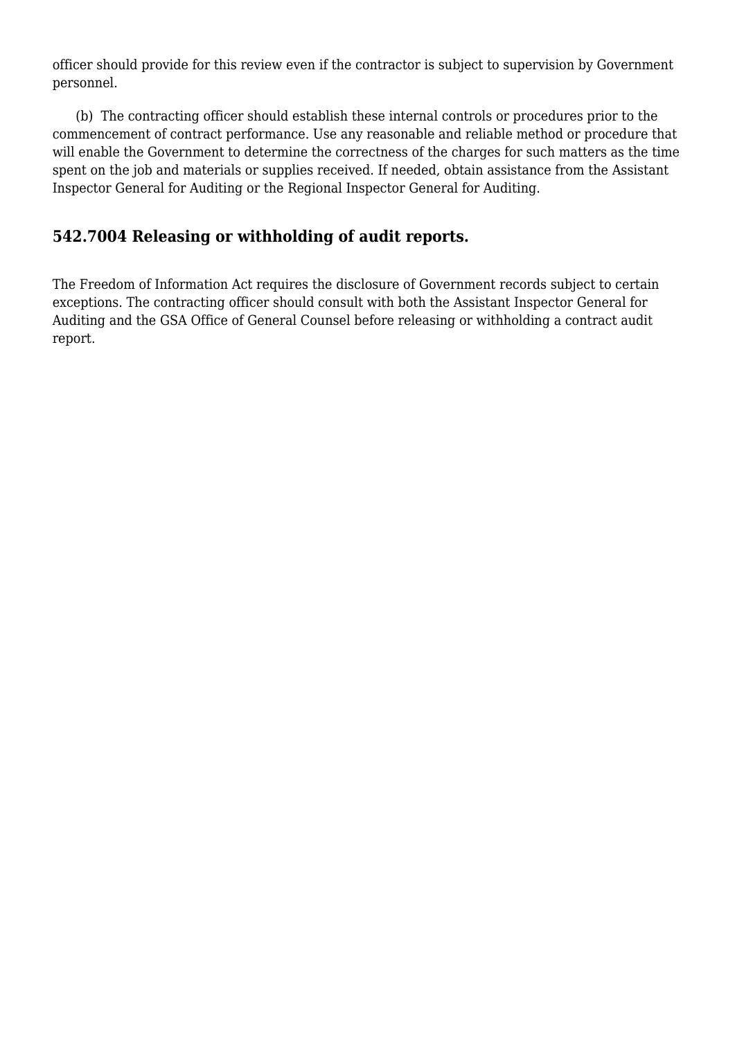officer should provide for this review even if the contractor is subject to supervision by Government personnel.

(b) The contracting officer should establish these internal controls or procedures prior to the commencement of contract performance. Use any reasonable and reliable method or procedure that will enable the Government to determine the correctness of the charges for such matters as the time spent on the job and materials or supplies received. If needed, obtain assistance from the Assistant Inspector General for Auditing or the Regional Inspector General for Auditing.

## 542.7004 Releasing or withholding of audit reports.

The Freedom of Information Act requires the disclosure of Government records subject to certain exceptions. The contracting officer should consult with both the Assistant Inspector General for Auditing and the GSA Office of General Counsel before releasing or withholding a contract audit report.